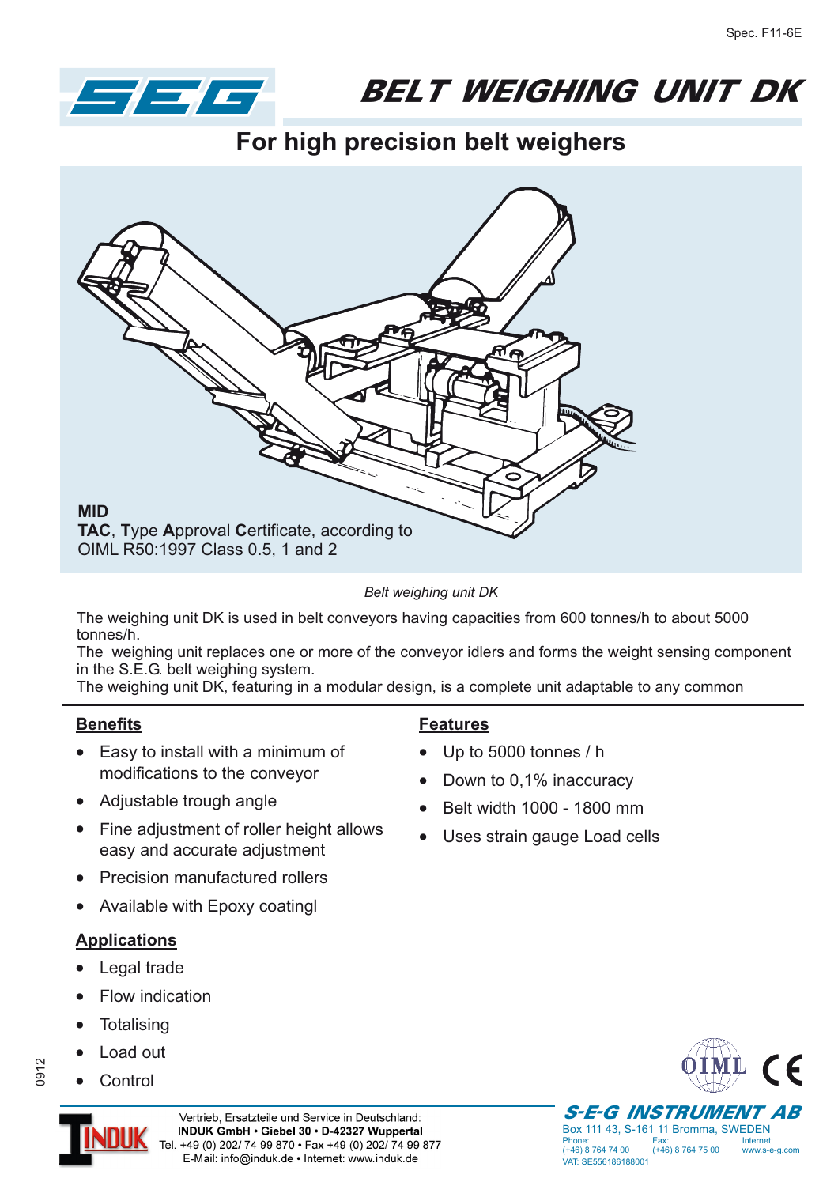# BELT WEIGHING UNIT DK

## For high precision belt weighers

**MID**
**TAC**, **T**ype **A**pproval **C**ertificate, according to OIML R50:1997 Class 0.5, 1 and 2

*Belt weighing unit DK*

The weighing unit DK is used in belt conveyors having capacities from 600 tonnes/h to about 5000 tonnes/h.
The weighing unit replaces one or more of the conveyor idlers and forms the weight sensing component in the S.E.G. belt weighing system.
The weighing unit DK, featuring in a modular design, is a complete unit adaptable to any common

### Benefits

- Easy to install with a minimum of modifications to the conveyor
- Adjustable trough angle
- Fine adjustment of roller height allows easy and accurate adjustment
- Precision manufactured rollers
- Available with Epoxy coatingl

### Applications

- Legal trade
- Flow indication
- Totalising
- Load out
- Control

### Features

- Up to 5000 tonnes / h
- Down to 0,1% inaccuracy
- Belt width 1000 - 1800 mm
- Uses strain gauge Load cells

0912

Vertrieb, Ersatzteile und Service in Deutschland:
**INDUK GmbH • Giebel 30 • D-42327 Wuppertal**
Tel. +49 (0) 202/ 74 99 870 • Fax +49 (0) 202/ 74 99 877
E-Mail: info@induk.de • Internet: www.induk.de

**S-E-G INSTRUMENT AB**
Box 111 43, S-161 11 Bromma, SWEDEN
Phone: (+46) 8 764 74 00
Fax: (+46) 8 764 75 00
Internet: www.s-e-g.com
VAT: SE556186188001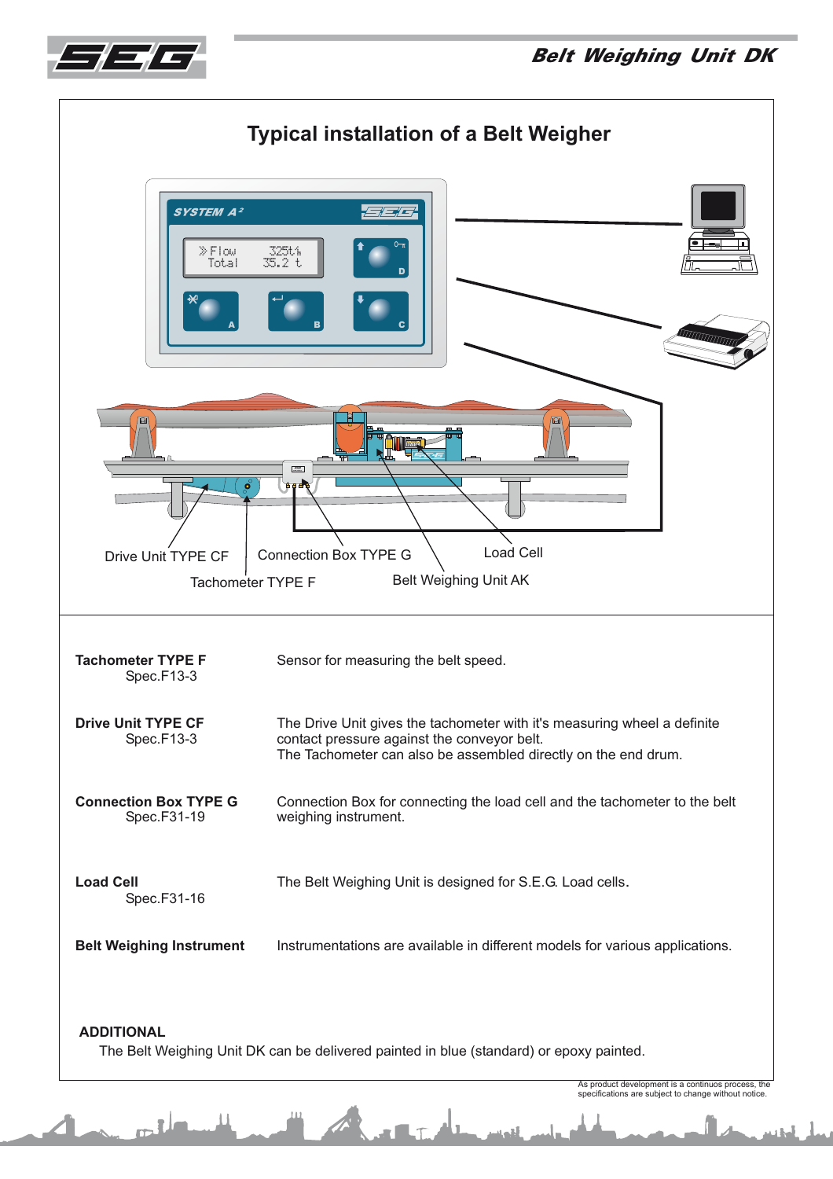# Typical installation of a Belt Weigher

SYSTEM A²

»Flow 325t/h
Total 35.2 t

A B C D

Drive Unit TYPE CF

Tachometer TYPE F

Connection Box TYPE G

Belt Weighing Unit AK

Load Cell

| | |
|---|---|
| **Tachometer TYPE F**<br>Spec.F13-3 | Sensor for measuring the belt speed. |
| **Drive Unit TYPE CF**<br>Spec.F13-3 | The Drive Unit gives the tachometer with it's measuring wheel a definite contact pressure against the conveyor belt.<br>The Tachometer can also be assembled directly on the end drum. |
| **Connection Box TYPE G**<br>Spec.F31-19 | Connection Box for connecting the load cell and the tachometer to the belt weighing instrument. |
| **Load Cell**<br>Spec.F31-16 | The Belt Weighing Unit is designed for S.E.G. Load cells. |
| **Belt Weighing Instrument** | Instrumentations are available in different models for various applications. |

**ADDITIONAL**

The Belt Weighing Unit DK can be delivered painted in blue (standard) or epoxy painted.

As product development is a continuos process, the specifications are subject to change without notice.